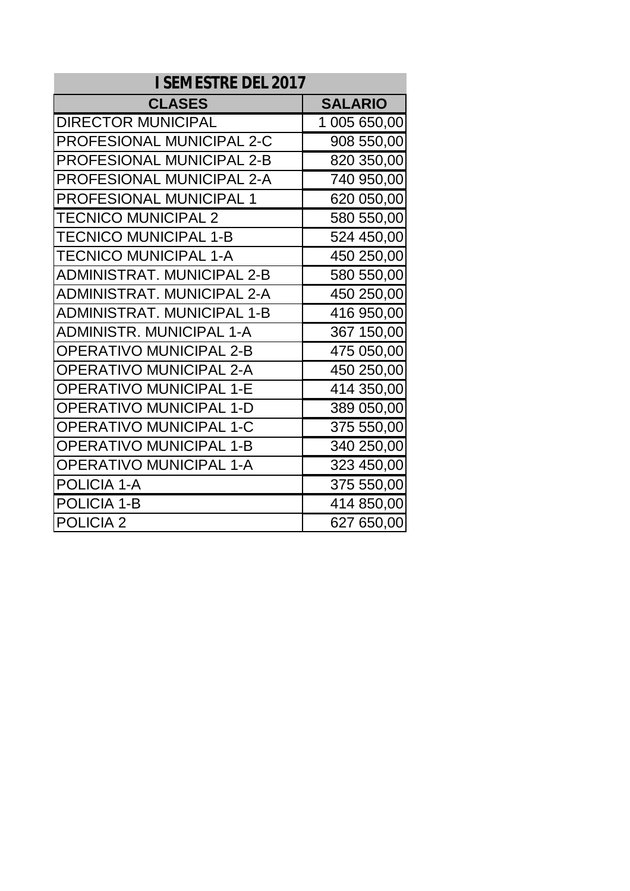| I SEMESTRE DEL 2017 | |
|---|---|
| **CLASES** | **SALARIO** |
| DIRECTOR MUNICIPAL | 1 005 650,00 |
| PROFESIONAL MUNICIPAL 2-C | 908 550,00 |
| PROFESIONAL MUNICIPAL 2-B | 820 350,00 |
| PROFESIONAL MUNICIPAL 2-A | 740 950,00 |
| PROFESIONAL MUNICIPAL 1 | 620 050,00 |
| TECNICO MUNICIPAL 2 | 580 550,00 |
| TECNICO MUNICIPAL 1-B | 524 450,00 |
| TECNICO MUNICIPAL 1-A | 450 250,00 |
| ADMINISTRAT. MUNICIPAL 2-B | 580 550,00 |
| ADMINISTRAT. MUNICIPAL 2-A | 450 250,00 |
| ADMINISTRAT. MUNICIPAL 1-B | 416 950,00 |
| ADMINISTR. MUNICIPAL 1-A | 367 150,00 |
| OPERATIVO MUNICIPAL 2-B | 475 050,00 |
| OPERATIVO MUNICIPAL 2-A | 450 250,00 |
| OPERATIVO MUNICIPAL 1-E | 414 350,00 |
| OPERATIVO MUNICIPAL 1-D | 389 050,00 |
| OPERATIVO MUNICIPAL 1-C | 375 550,00 |
| OPERATIVO MUNICIPAL 1-B | 340 250,00 |
| OPERATIVO MUNICIPAL 1-A | 323 450,00 |
| POLICIA 1-A | 375 550,00 |
| POLICIA 1-B | 414 850,00 |
| POLICIA 2 | 627 650,00 |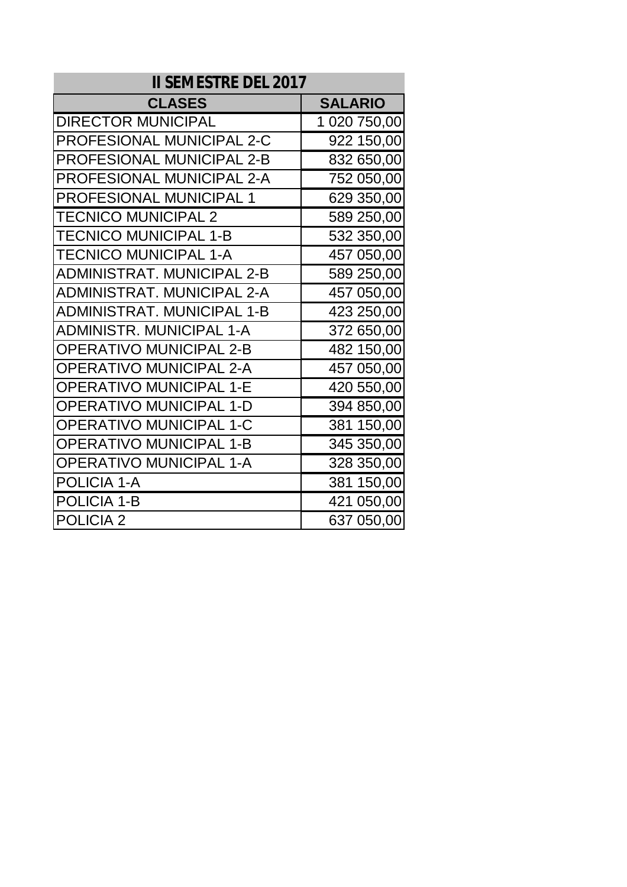| II SEMESTRE DEL 2017 | |
|---|---|
| **CLASES** | **SALARIO** |
| DIRECTOR MUNICIPAL | 1 020 750,00 |
| PROFESIONAL MUNICIPAL 2-C | 922 150,00 |
| PROFESIONAL MUNICIPAL 2-B | 832 650,00 |
| PROFESIONAL MUNICIPAL 2-A | 752 050,00 |
| PROFESIONAL MUNICIPAL 1 | 629 350,00 |
| TECNICO MUNICIPAL 2 | 589 250,00 |
| TECNICO MUNICIPAL 1-B | 532 350,00 |
| TECNICO MUNICIPAL 1-A | 457 050,00 |
| ADMINISTRAT. MUNICIPAL 2-B | 589 250,00 |
| ADMINISTRAT. MUNICIPAL 2-A | 457 050,00 |
| ADMINISTRAT. MUNICIPAL 1-B | 423 250,00 |
| ADMINISTR. MUNICIPAL 1-A | 372 650,00 |
| OPERATIVO MUNICIPAL 2-B | 482 150,00 |
| OPERATIVO MUNICIPAL 2-A | 457 050,00 |
| OPERATIVO MUNICIPAL 1-E | 420 550,00 |
| OPERATIVO MUNICIPAL 1-D | 394 850,00 |
| OPERATIVO MUNICIPAL 1-C | 381 150,00 |
| OPERATIVO MUNICIPAL 1-B | 345 350,00 |
| OPERATIVO MUNICIPAL 1-A | 328 350,00 |
| POLICIA 1-A | 381 150,00 |
| POLICIA 1-B | 421 050,00 |
| POLICIA 2 | 637 050,00 |